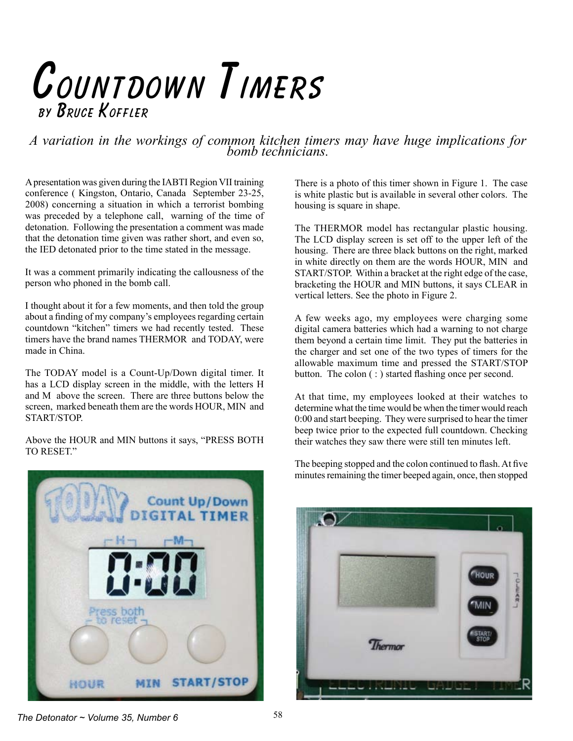# Countdown Timers

## by Bruce Koffler

*A variation in the workings of common kitchen timers may have huge implications for bomb technicians.*

A presentation was given during the IABTI Region VII training conference ( Kingston, Ontario, Canada September 23-25, 2008) concerning a situation in which a terrorist bombing was preceded by a telephone call, warning of the time of detonation. Following the presentation a comment was made that the detonation time given was rather short, and even so, the IED detonated prior to the time stated in the message.

It was a comment primarily indicating the callousness of the person who phoned in the bomb call.

I thought about it for a few moments, and then told the group about a finding of my company's employees regarding certain countdown "kitchen" timers we had recently tested. These timers have the brand names THERMOR and TODAY, were made in China.

The TODAY model is a Count-Up/Down digital timer. It has a LCD display screen in the middle, with the letters H and M above the screen. There are three buttons below the screen, marked beneath them are the words HOUR, MIN and START/STOP.

Above the HOUR and MIN buttons it says, "PRESS BOTH TO RESET."

There is a photo of this timer shown in Figure 1. The case is white plastic but is available in several other colors. The housing is square in shape.

The THERMOR model has rectangular plastic housing. The LCD display screen is set off to the upper left of the housing. There are three black buttons on the right, marked in white directly on them are the words HOUR, MIN and START/STOP. Within a bracket at the right edge of the case, bracketing the HOUR and MIN buttons, it says CLEAR in vertical letters. See the photo in Figure 2.

A few weeks ago, my employees were charging some digital camera batteries which had a warning to not charge them beyond a certain time limit. They put the batteries in the charger and set one of the two types of timers for the allowable maximum time and pressed the START/STOP button. The colon ( : ) started flashing once per second.

At that time, my employees looked at their watches to determine what the time would be when the timer would reach 0:00 and start beeping. They were surprised to hear the timer beep twice prior to the expected full countdown. Checking their watches they saw there were still ten minutes left.

The beeping stopped and the colon continued to flash. At five minutes remaining the timer beeped again, once, then stopped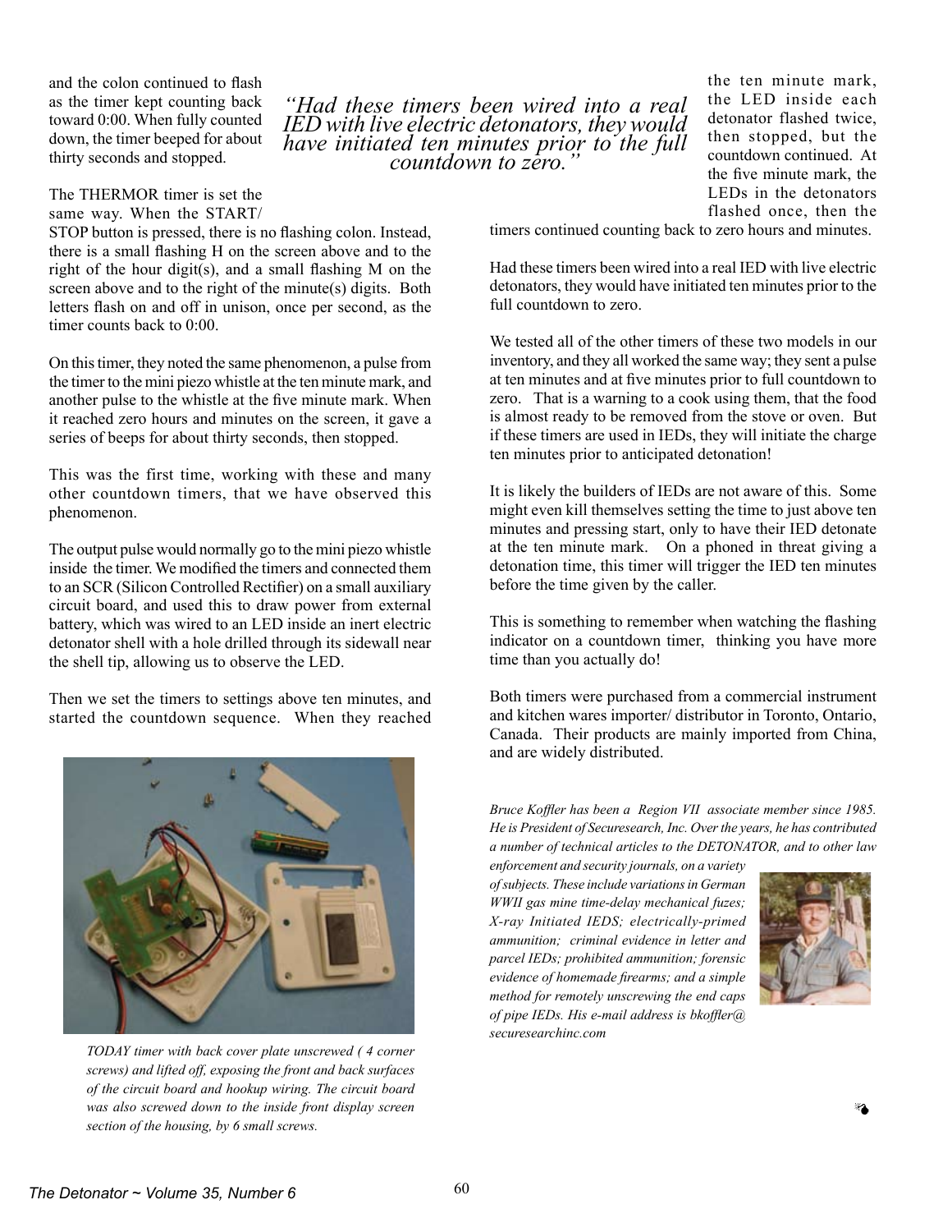and the colon continued to flash as the timer kept counting back toward 0:00. When fully counted down, the timer beeped for about thirty seconds and stopped.

The THERMOR timer is set the same way. When the START/STOP button is pressed, there is no flashing colon. Instead, there is a small flashing H on the screen above and to the right of the hour digit(s), and a small flashing M on the screen above and to the right of the minute(s) digits. Both letters flash on and off in unison, once per second, as the timer counts back to 0:00.

On this timer, they noted the same phenomenon, a pulse from the timer to the mini piezo whistle at the ten minute mark, and another pulse to the whistle at the five minute mark. When it reached zero hours and minutes on the screen, it gave a series of beeps for about thirty seconds, then stopped.

This was the first time, working with these and many other countdown timers, that we have observed this phenomenon.

The output pulse would normally go to the mini piezo whistle inside the timer. We modified the timers and connected them to an SCR (Silicon Controlled Rectifier) on a small auxiliary circuit board, and used this to draw power from external battery, which was wired to an LED inside an inert electric detonator shell with a hole drilled through its sidewall near the shell tip, allowing us to observe the LED.

Then we set the timers to settings above ten minutes, and started the countdown sequence. When they reached the ten minute mark, the LED inside each detonator flashed twice, then stopped, but the countdown continued. At the five minute mark, the LEDs in the detonators flashed once, then the timers continued counting back to zero hours and minutes.

*"Had these timers been wired into a real IED with live electric detonators, they would have initiated ten minutes prior to the full countdown to zero."*

*TODAY timer with back cover plate unscrewed ( 4 corner screws) and lifted off, exposing the front and back surfaces of the circuit board and hookup wiring. The circuit board was also screwed down to the inside front display screen section of the housing, by 6 small screws.*

Had these timers been wired into a real IED with live electric detonators, they would have initiated ten minutes prior to the full countdown to zero.

We tested all of the other timers of these two models in our inventory, and they all worked the same way; they sent a pulse at ten minutes and at five minutes prior to full countdown to zero. That is a warning to a cook using them, that the food is almost ready to be removed from the stove or oven. But if these timers are used in IEDs, they will initiate the charge ten minutes prior to anticipated detonation!

It is likely the builders of IEDs are not aware of this. Some might even kill themselves setting the time to just above ten minutes and pressing start, only to have their IED detonate at the ten minute mark. On a phoned in threat giving a detonation time, this timer will trigger the IED ten minutes before the time given by the caller.

This is something to remember when watching the flashing indicator on a countdown timer, thinking you have more time than you actually do!

Both timers were purchased from a commercial instrument and kitchen wares importer/ distributor in Toronto, Ontario, Canada. Their products are mainly imported from China, and are widely distributed.

*Bruce Koffler has been a Region VII associate member since 1985. He is President of Securesearch, Inc. Over the years, he has contributed a number of technical articles to the DETONATOR, and to other law enforcement and security journals, on a variety of subjects. These include variations in German WWII gas mine time-delay mechanical fuzes; X-ray Initiated IEDS; electrically-primed ammunition; criminal evidence in letter and parcel IEDs; prohibited ammunition; forensic evidence of homemade firearms; and a simple method for remotely unscrewing the end caps of pipe IEDs. His e-mail address is bkoffler@securesearchinc.com*